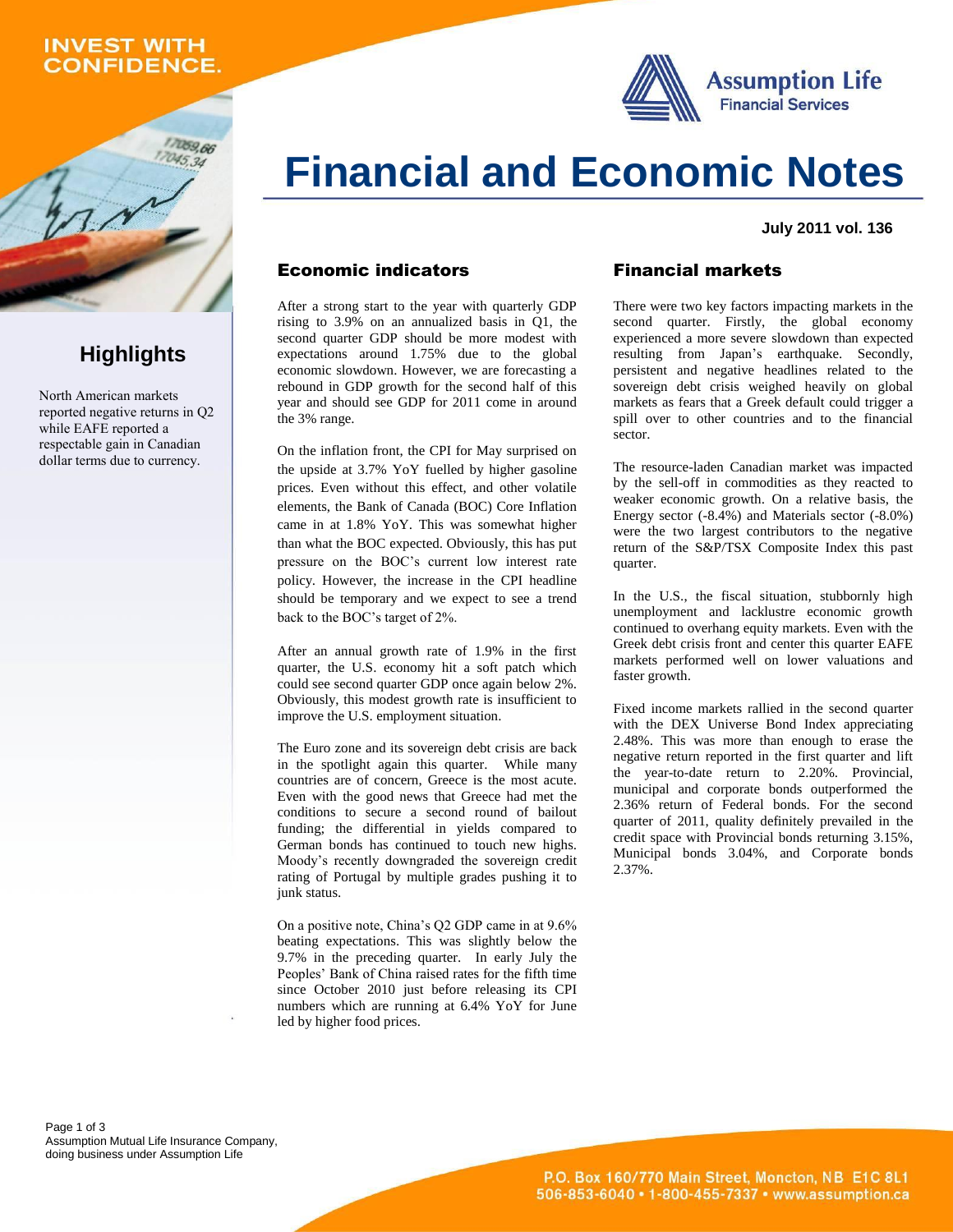INVEST WITH CONFIDENCE.

Assumption Life
Financial Services

# Financial and Economic Notes

**July 2011 vol. 136**

## Highlights

North American markets reported negative returns in Q2 while EAFE reported a respectable gain in Canadian dollar terms due to currency.

## Economic indicators

After a strong start to the year with quarterly GDP rising to 3.9% on an annualized basis in Q1, the second quarter GDP should be more modest with expectations around 1.75% due to the global economic slowdown. However, we are forecasting a rebound in GDP growth for the second half of this year and should see GDP for 2011 come in around the 3% range.

On the inflation front, the CPI for May surprised on the upside at 3.7% YoY fuelled by higher gasoline prices. Even without this effect, and other volatile elements, the Bank of Canada (BOC) Core Inflation came in at 1.8% YoY. This was somewhat higher than what the BOC expected. Obviously, this has put pressure on the BOC's current low interest rate policy. However, the increase in the CPI headline should be temporary and we expect to see a trend back to the BOC's target of 2%.

After an annual growth rate of 1.9% in the first quarter, the U.S. economy hit a soft patch which could see second quarter GDP once again below 2%. Obviously, this modest growth rate is insufficient to improve the U.S. employment situation.

The Euro zone and its sovereign debt crisis are back in the spotlight again this quarter. While many countries are of concern, Greece is the most acute. Even with the good news that Greece had met the conditions to secure a second round of bailout funding; the differential in yields compared to German bonds has continued to touch new highs. Moody's recently downgraded the sovereign credit rating of Portugal by multiple grades pushing it to junk status.

On a positive note, China's Q2 GDP came in at 9.6% beating expectations. This was slightly below the 9.7% in the preceding quarter. In early July the Peoples' Bank of China raised rates for the fifth time since October 2010 just before releasing its CPI numbers which are running at 6.4% YoY for June led by higher food prices.

## Financial markets

There were two key factors impacting markets in the second quarter. Firstly, the global economy experienced a more severe slowdown than expected resulting from Japan's earthquake. Secondly, persistent and negative headlines related to the sovereign debt crisis weighed heavily on global markets as fears that a Greek default could trigger a spill over to other countries and to the financial sector.

The resource-laden Canadian market was impacted by the sell-off in commodities as they reacted to weaker economic growth. On a relative basis, the Energy sector (-8.4%) and Materials sector (-8.0%) were the two largest contributors to the negative return of the S&P/TSX Composite Index this past quarter.

In the U.S., the fiscal situation, stubbornly high unemployment and lacklustre economic growth continued to overhang equity markets. Even with the Greek debt crisis front and center this quarter EAFE markets performed well on lower valuations and faster growth.

Fixed income markets rallied in the second quarter with the DEX Universe Bond Index appreciating 2.48%. This was more than enough to erase the negative return reported in the first quarter and lift the year-to-date return to 2.20%. Provincial, municipal and corporate bonds outperformed the 2.36% return of Federal bonds. For the second quarter of 2011, quality definitely prevailed in the credit space with Provincial bonds returning 3.15%, Municipal bonds 3.04%, and Corporate bonds 2.37%.

Assumption Mutual Life Insurance Company, doing business under Assumption Life

P.O. Box 160/770 Main Street, Moncton, NB E1C 8L1
506-853-6040 • 1-800-455-7337 • www.assumption.ca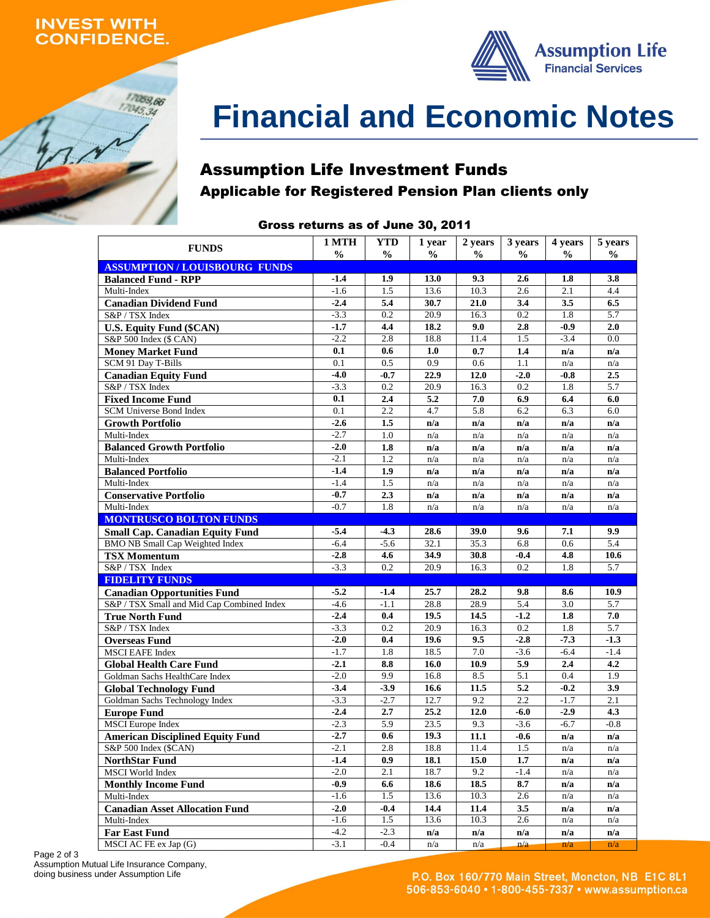INVEST WITH CONFIDENCE.

Assumption Life Financial Services

# Financial and Economic Notes

## Assumption Life Investment Funds

### Applicable for Registered Pension Plan clients only

**Gross returns as of June 30, 2011**

| FUNDS | 1 MTH % | YTD % | 1 year % | 2 years % | 3 years % | 4 years % | 5 years % |
|---|---|---|---|---|---|---|---|
| **ASSUMPTION / LOUISBOURG FUNDS** | | | | | | | |
| **Balanced Fund - RPP** | **-1.4** | **1.9** | **13.0** | **9.3** | **2.6** | **1.8** | **3.8** |
| Multi-Index | -1.6 | 1.5 | 13.6 | 10.3 | 2.6 | 2.1 | 4.4 |
| **Canadian Dividend Fund** | **-2.4** | **5.4** | **30.7** | **21.0** | **3.4** | **3.5** | **6.5** |
| S&P / TSX Index | -3.3 | 0.2 | 20.9 | 16.3 | 0.2 | 1.8 | 5.7 |
| **U.S. Equity Fund ($CAN)** | **-1.7** | **4.4** | **18.2** | **9.0** | **2.8** | **-0.9** | **2.0** |
| S&P 500 Index ($ CAN) | -2.2 | 2.8 | 18.8 | 11.4 | 1.5 | -3.4 | 0.0 |
| **Money Market Fund** | **0.1** | **0.6** | **1.0** | **0.7** | **1.4** | **n/a** | **n/a** |
| SCM 91 Day T-Bills | 0.1 | 0.5 | 0.9 | 0.6 | 1.1 | n/a | n/a |
| **Canadian Equity Fund** | **-4.0** | **-0.7** | **22.9** | **12.0** | **-2.0** | **-0.8** | **2.5** |
| S&P / TSX Index | -3.3 | 0.2 | 20.9 | 16.3 | 0.2 | 1.8 | 5.7 |
| **Fixed Income Fund** | **0.1** | **2.4** | **5.2** | **7.0** | **6.9** | **6.4** | **6.0** |
| SCM Universe Bond Index | 0.1 | 2.2 | 4.7 | 5.8 | 6.2 | 6.3 | 6.0 |
| **Growth Portfolio** | **-2.6** | **1.5** | **n/a** | **n/a** | **n/a** | **n/a** | **n/a** |
| Multi-Index | -2.7 | 1.0 | n/a | n/a | n/a | n/a | n/a |
| **Balanced Growth Portfolio** | **-2.0** | **1.8** | **n/a** | **n/a** | **n/a** | **n/a** | **n/a** |
| Multi-Index | -2.1 | 1.2 | n/a | n/a | n/a | n/a | n/a |
| **Balanced Portfolio** | **-1.4** | **1.9** | **n/a** | **n/a** | **n/a** | **n/a** | **n/a** |
| Multi-Index | -1.4 | 1.5 | n/a | n/a | n/a | n/a | n/a |
| **Conservative Portfolio** | **-0.7** | **2.3** | **n/a** | **n/a** | **n/a** | **n/a** | **n/a** |
| Multi-Index | -0.7 | 1.8 | n/a | n/a | n/a | n/a | n/a |
| **MONTRUSCO BOLTON FUNDS** | | | | | | | |
| **Small Cap. Canadian Equity Fund** | **-5.4** | **-4.3** | **28.6** | **39.0** | **9.6** | **7.1** | **9.9** |
| BMO NB Small Cap Weighted Index | -6.4 | -5.6 | 32.1 | 35.3 | 6.8 | 0.6 | 5.4 |
| **TSX Momentum** | **-2.8** | **4.6** | **34.9** | **30.8** | **-0.4** | **4.8** | **10.6** |
| S&P / TSX Index | -3.3 | 0.2 | 20.9 | 16.3 | 0.2 | 1.8 | 5.7 |
| **FIDELITY FUNDS** | | | | | | | |
| **Canadian Opportunities Fund** | **-5.2** | **-1.4** | **25.7** | **28.2** | **9.8** | **8.6** | **10.9** |
| S&P / TSX Small and Mid Cap Combined Index | -4.6 | -1.1 | 28.8 | 28.9 | 5.4 | 3.0 | 5.7 |
| **True North Fund** | **-2.4** | **0.4** | **19.5** | **14.5** | **-1.2** | **1.8** | **7.0** |
| S&P / TSX Index | -3.3 | 0.2 | 20.9 | 16.3 | 0.2 | 1.8 | 5.7 |
| **Overseas Fund** | **-2.0** | **0.4** | **19.6** | **9.5** | **-2.8** | **-7.3** | **-1.3** |
| MSCI EAFE Index | -1.7 | 1.8 | 18.5 | 7.0 | -3.6 | -6.4 | -1.4 |
| **Global Health Care Fund** | **-2.1** | **8.8** | **16.0** | **10.9** | **5.9** | **2.4** | **4.2** |
| Goldman Sachs HealthCare Index | -2.0 | 9.9 | 16.8 | 8.5 | 5.1 | 0.4 | 1.9 |
| **Global Technology Fund** | **-3.4** | **-3.9** | **16.6** | **11.5** | **5.2** | **-0.2** | **3.9** |
| Goldman Sachs Technology Index | -3.3 | -2.7 | 12.7 | 9.2 | 2.2 | -1.7 | 2.1 |
| **Europe Fund** | **-2.4** | **2.7** | **25.2** | **12.0** | **-6.0** | **-2.9** | **4.3** |
| MSCI Europe Index | -2.3 | 5.9 | 23.5 | 9.3 | -3.6 | -6.7 | -0.8 |
| **American Disciplined Equity Fund** | **-2.7** | **0.6** | **19.3** | **11.1** | **-0.6** | **n/a** | **n/a** |
| S&P 500 Index ($CAN) | -2.1 | 2.8 | 18.8 | 11.4 | 1.5 | n/a | n/a |
| **NorthStar Fund** | **-1.4** | **0.9** | **18.1** | **15.0** | **1.7** | **n/a** | **n/a** |
| MSCI World Index | -2.0 | 2.1 | 18.7 | 9.2 | -1.4 | n/a | n/a |
| **Monthly Income Fund** | **-0.9** | **6.6** | **18.6** | **18.5** | **8.7** | **n/a** | **n/a** |
| Multi-Index | -1.6 | 1.5 | 13.6 | 10.3 | 2.6 | n/a | n/a |
| **Canadian Asset Allocation Fund** | **-2.0** | **-0.4** | **14.4** | **11.4** | **3.5** | **n/a** | **n/a** |
| Multi-Index | -1.6 | 1.5 | 13.6 | 10.3 | 2.6 | n/a | n/a |
| **Far East Fund** | **-4.2** | **-2.3** | **n/a** | **n/a** | **n/a** | **n/a** | **n/a** |
| MSCI AC FE ex Jap (G) | -3.1 | -0.4 | n/a | n/a | n/a | n/a | n/a |

Assumption Mutual Life Insurance Company, doing business under Assumption Life

P.O. Box 160/770 Main Street, Moncton, NB E1C 8L1
506-853-6040 • 1-800-455-7337 • www.assumption.ca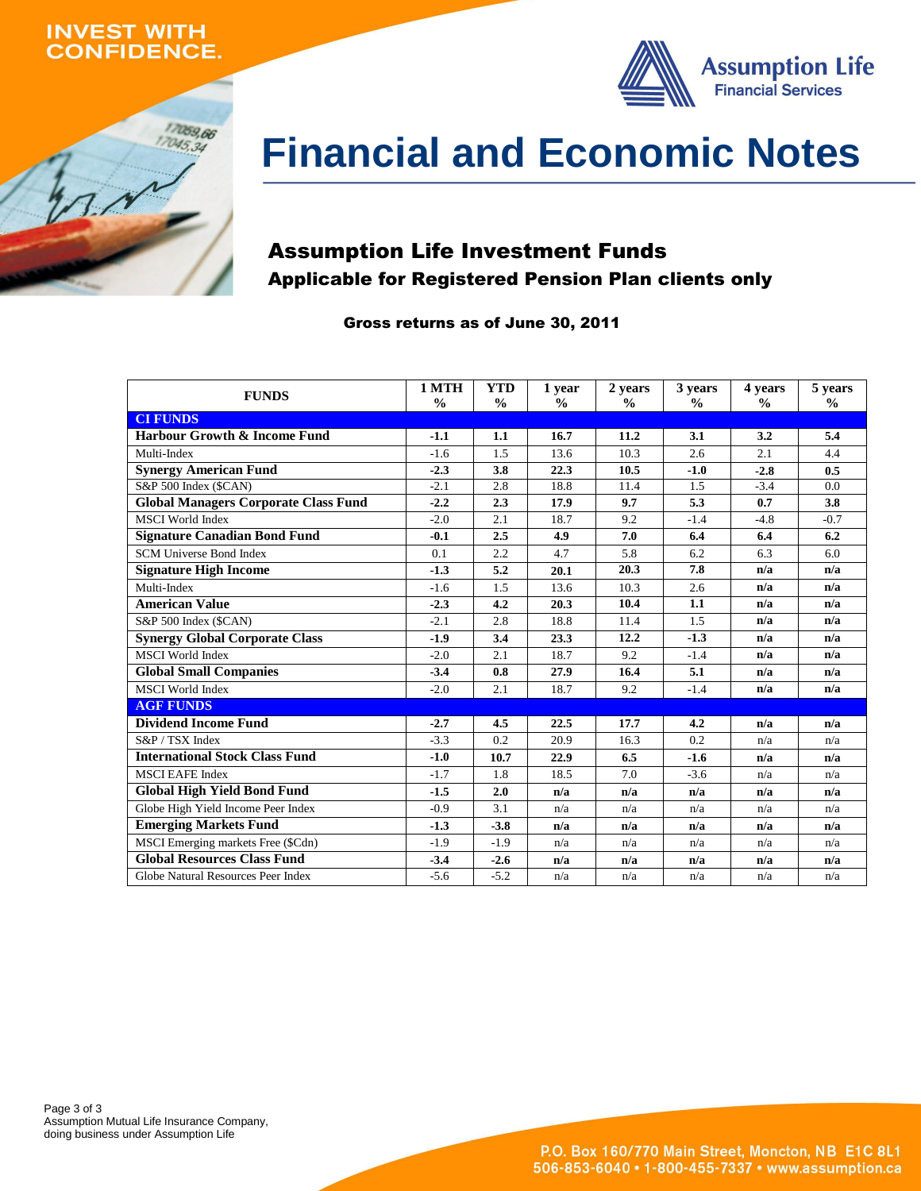INVEST WITH CONFIDENCE.

Assumption Life Financial Services

# Financial and Economic Notes

## Assumption Life Investment Funds

### Applicable for Registered Pension Plan clients only

**Gross returns as of June 30, 2011**

| FUNDS | 1 MTH % | YTD % | 1 year % | 2 years % | 3 years % | 4 years % | 5 years % |
|---|---|---|---|---|---|---|---|
| **CI FUNDS** | | | | | | | |
| **Harbour Growth & Income Fund** | **-1.1** | **1.1** | **16.7** | **11.2** | **3.1** | **3.2** | **5.4** |
| Multi-Index | -1.6 | 1.5 | 13.6 | 10.3 | 2.6 | 2.1 | 4.4 |
| **Synergy American Fund** | **-2.3** | **3.8** | **22.3** | **10.5** | **-1.0** | **-2.8** | **0.5** |
| S&P 500 Index ($CAN) | -2.1 | 2.8 | 18.8 | 11.4 | 1.5 | -3.4 | 0.0 |
| **Global Managers Corporate Class Fund** | **-2.2** | **2.3** | **17.9** | **9.7** | **5.3** | **0.7** | **3.8** |
| MSCI World Index | -2.0 | 2.1 | 18.7 | 9.2 | -1.4 | -4.8 | -0.7 |
| **Signature Canadian Bond Fund** | **-0.1** | **2.5** | **4.9** | **7.0** | **6.4** | **6.4** | **6.2** |
| SCM Universe Bond Index | 0.1 | 2.2 | 4.7 | 5.8 | 6.2 | 6.3 | 6.0 |
| **Signature High Income** | **-1.3** | **5.2** | **20.1** | **20.3** | **7.8** | **n/a** | **n/a** |
| Multi-Index | -1.6 | 1.5 | 13.6 | 10.3 | 2.6 | n/a | n/a |
| **American Value** | **-2.3** | **4.2** | **20.3** | **10.4** | **1.1** | **n/a** | **n/a** |
| S&P 500 Index ($CAN) | -2.1 | 2.8 | 18.8 | 11.4 | 1.5 | n/a | n/a |
| **Synergy Global Corporate Class** | **-1.9** | **3.4** | **23.3** | **12.2** | **-1.3** | **n/a** | **n/a** |
| MSCI World Index | -2.0 | 2.1 | 18.7 | 9.2 | -1.4 | n/a | n/a |
| **Global Small Companies** | **-3.4** | **0.8** | **27.9** | **16.4** | **5.1** | **n/a** | **n/a** |
| MSCI World Index | -2.0 | 2.1 | 18.7 | 9.2 | -1.4 | n/a | n/a |
| **AGF FUNDS** | | | | | | | |
| **Dividend Income Fund** | **-2.7** | **4.5** | **22.5** | **17.7** | **4.2** | **n/a** | **n/a** |
| S&P / TSX Index | -3.3 | 0.2 | 20.9 | 16.3 | 0.2 | n/a | n/a |
| **International Stock Class Fund** | **-1.0** | **10.7** | **22.9** | **6.5** | **-1.6** | **n/a** | **n/a** |
| MSCI EAFE Index | -1.7 | 1.8 | 18.5 | 7.0 | -3.6 | n/a | n/a |
| **Global High Yield Bond Fund** | **-1.5** | **2.0** | **n/a** | **n/a** | **n/a** | **n/a** | **n/a** |
| Globe High Yield Income Peer Index | -0.9 | 3.1 | n/a | n/a | n/a | n/a | n/a |
| **Emerging Markets Fund** | **-1.3** | **-3.8** | **n/a** | **n/a** | **n/a** | **n/a** | **n/a** |
| MSCI Emerging markets Free ($Cdn) | -1.9 | -1.9 | n/a | n/a | n/a | n/a | n/a |
| **Global Resources Class Fund** | **-3.4** | **-2.6** | **n/a** | **n/a** | **n/a** | **n/a** | **n/a** |
| Globe Natural Resources Peer Index | -5.6 | -5.2 | n/a | n/a | n/a | n/a | n/a |

Assumption Mutual Life Insurance Company, doing business under Assumption Life

P.O. Box 160/770 Main Street, Moncton, NB E1C 8L1
506-853-6040 • 1-800-455-7337 • www.assumption.ca